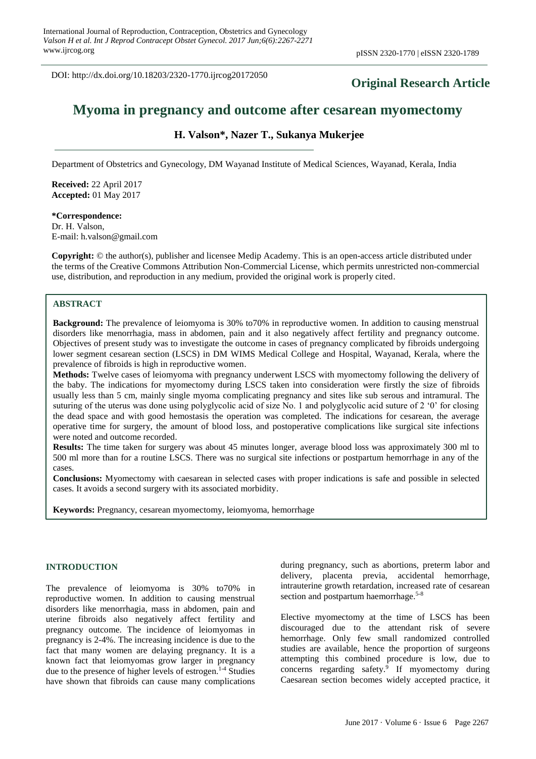DOI: http://dx.doi.org/10.18203/2320-1770.ijrcog20172050

**Original Research Article**

# Myoma in pregnancy and outcome after cesarean myomectomy

**H. Valson\*, Nazer T., Sukanya Mukerjee**

Department of Obstetrics and Gynecology, DM Wayanad Institute of Medical Sciences, Wayanad, Kerala, India

**Received:** 22 April 2017
**Accepted:** 01 May 2017

**\*Correspondence:**
Dr. H. Valson,
E-mail: h.valson@gmail.com

**Copyright:** © the author(s), publisher and licensee Medip Academy. This is an open-access article distributed under the terms of the Creative Commons Attribution Non-Commercial License, which permits unrestricted non-commercial use, distribution, and reproduction in any medium, provided the original work is properly cited.

## ABSTRACT

**Background:** The prevalence of leiomyoma is 30% to70% in reproductive women. In addition to causing menstrual disorders like menorrhagia, mass in abdomen, pain and it also negatively affect fertility and pregnancy outcome. Objectives of present study was to investigate the outcome in cases of pregnancy complicated by fibroids undergoing lower segment cesarean section (LSCS) in DM WIMS Medical College and Hospital, Wayanad, Kerala, where the prevalence of fibroids is high in reproductive women.

**Methods:** Twelve cases of leiomyoma with pregnancy underwent LSCS with myomectomy following the delivery of the baby. The indications for myomectomy during LSCS taken into consideration were firstly the size of fibroids usually less than 5 cm, mainly single myoma complicating pregnancy and sites like sub serous and intramural. The suturing of the uterus was done using polyglycolic acid of size No. 1 and polyglycolic acid suture of 2 '0' for closing the dead space and with good hemostasis the operation was completed. The indications for cesarean, the average operative time for surgery, the amount of blood loss, and postoperative complications like surgical site infections were noted and outcome recorded.

**Results:** The time taken for surgery was about 45 minutes longer, average blood loss was approximately 300 ml to 500 ml more than for a routine LSCS. There was no surgical site infections or postpartum hemorrhage in any of the cases.

**Conclusions:** Myomectomy with caesarean in selected cases with proper indications is safe and possible in selected cases. It avoids a second surgery with its associated morbidity.

**Keywords:** Pregnancy, cesarean myomectomy, leiomyoma, hemorrhage

## INTRODUCTION

The prevalence of leiomyoma is 30% to70% in reproductive women. In addition to causing menstrual disorders like menorrhagia, mass in abdomen, pain and uterine fibroids also negatively affect fertility and pregnancy outcome. The incidence of leiomyomas in pregnancy is 2-4%. The increasing incidence is due to the fact that many women are delaying pregnancy. It is a known fact that leiomyomas grow larger in pregnancy due to the presence of higher levels of estrogen.[1-4] Studies have shown that fibroids can cause many complications during pregnancy, such as abortions, preterm labor and delivery, placenta previa, accidental hemorrhage, intrauterine growth retardation, increased rate of cesarean section and postpartum haemorrhage.[5-8]

Elective myomectomy at the time of LSCS has been discouraged due to the attendant risk of severe hemorrhage. Only few small randomized controlled studies are available, hence the proportion of surgeons attempting this combined procedure is low, due to concerns regarding safety.[9] If myomectomy during Caesarean section becomes widely accepted practice, it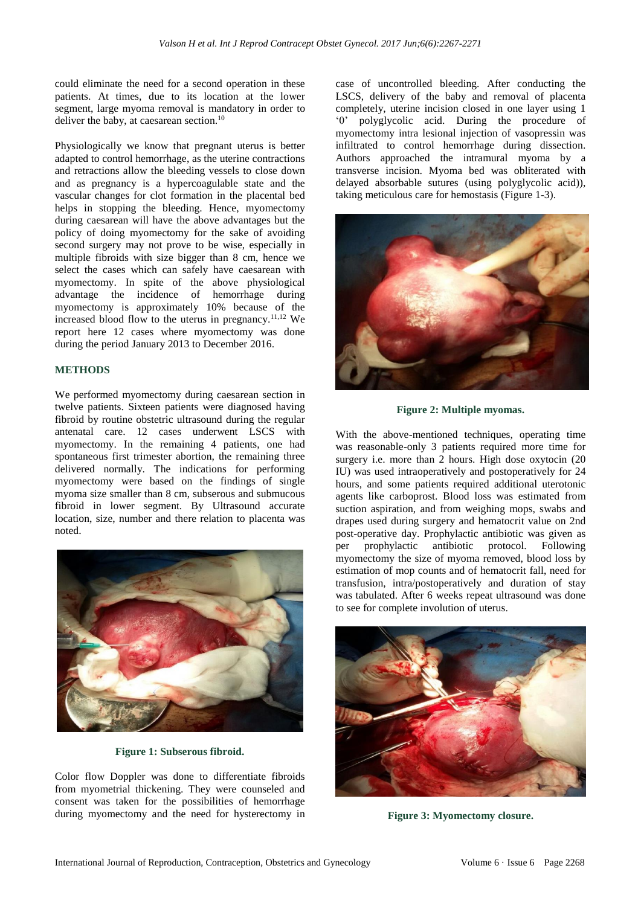could eliminate the need for a second operation in these patients. At times, due to its location at the lower segment, large myoma removal is mandatory in order to deliver the baby, at caesarean section.[10]

Physiologically we know that pregnant uterus is better adapted to control hemorrhage, as the uterine contractions and retractions allow the bleeding vessels to close down and as pregnancy is a hypercoagulable state and the vascular changes for clot formation in the placental bed helps in stopping the bleeding. Hence, myomectomy during caesarean will have the above advantages but the policy of doing myomectomy for the sake of avoiding second surgery may not prove to be wise, especially in multiple fibroids with size bigger than 8 cm, hence we select the cases which can safely have caesarean with myomectomy. In spite of the above physiological advantage the incidence of hemorrhage during myomectomy is approximately 10% because of the increased blood flow to the uterus in pregnancy.[11,12] We report here 12 cases where myomectomy was done during the period January 2013 to December 2016.

## METHODS

We performed myomectomy during caesarean section in twelve patients. Sixteen patients were diagnosed having fibroid by routine obstetric ultrasound during the regular antenatal care. 12 cases underwent LSCS with myomectomy. In the remaining 4 patients, one had spontaneous first trimester abortion, the remaining three delivered normally. The indications for performing myomectomy were based on the findings of single myoma size smaller than 8 cm, subserous and submucous fibroid in lower segment. By Ultrasound accurate location, size, number and there relation to placenta was noted.

Figure 1: Subserous fibroid.

Color flow Doppler was done to differentiate fibroids from myometrial thickening. They were counseled and consent was taken for the possibilities of hemorrhage during myomectomy and the need for hysterectomy in case of uncontrolled bleeding. After conducting the LSCS, delivery of the baby and removal of placenta completely, uterine incision closed in one layer using 1 '0' polyglycolic acid. During the procedure of myomectomy intra lesional injection of vasopressin was infiltrated to control hemorrhage during dissection. Authors approached the intramural myoma by a transverse incision. Myoma bed was obliterated with delayed absorbable sutures (using polyglycolic acid)), taking meticulous care for hemostasis (Figure 1-3).

Figure 2: Multiple myomas.

With the above-mentioned techniques, operating time was reasonable-only 3 patients required more time for surgery i.e. more than 2 hours. High dose oxytocin (20 IU) was used intraoperatively and postoperatively for 24 hours, and some patients required additional uterotonic agents like carboprost. Blood loss was estimated from suction aspiration, and from weighing mops, swabs and drapes used during surgery and hematocrit value on 2nd post-operative day. Prophylactic antibiotic was given as per prophylactic antibiotic protocol. Following myomectomy the size of myoma removed, blood loss by estimation of mop counts and of hematocrit fall, need for transfusion, intra/postoperatively and duration of stay was tabulated. After 6 weeks repeat ultrasound was done to see for complete involution of uterus.

Figure 3: Myomectomy closure.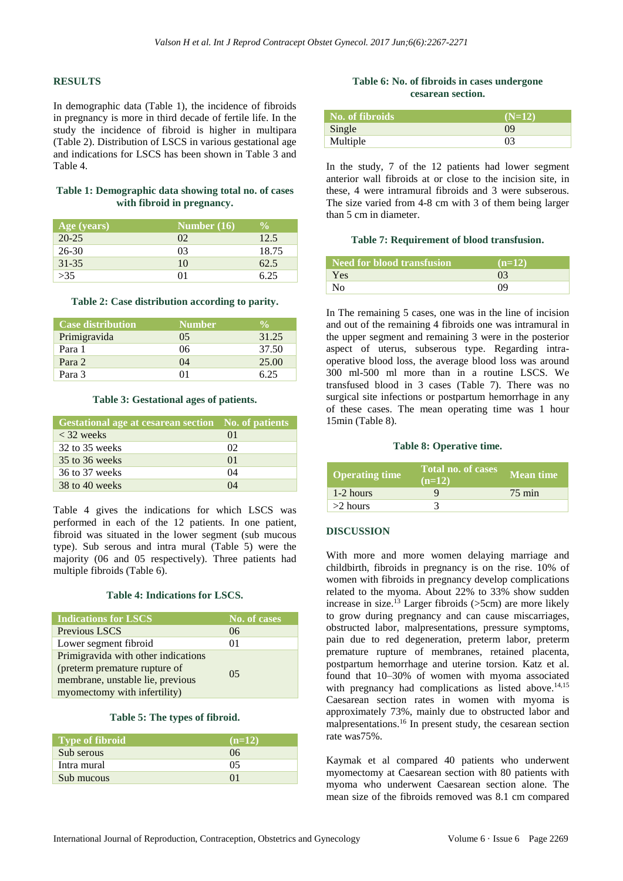## RESULTS

In demographic data (Table 1), the incidence of fibroids in pregnancy is more in third decade of fertile life. In the study the incidence of fibroid is higher in multipara (Table 2). Distribution of LSCS in various gestational age and indications for LSCS has been shown in Table 3 and Table 4.

**Table 1: Demographic data showing total no. of cases with fibroid in pregnancy.**

| Age (years) | Number (16) | % |
|---|---|---|
| 20-25 | 02 | 12.5 |
| 26-30 | 03 | 18.75 |
| 31-35 | 10 | 62.5 |
| >35 | 01 | 6.25 |

**Table 2: Case distribution according to parity.**

| Case distribution | Number | % |
|---|---|---|
| Primigravida | 05 | 31.25 |
| Para 1 | 06 | 37.50 |
| Para 2 | 04 | 25.00 |
| Para 3 | 01 | 6.25 |

**Table 3: Gestational ages of patients.**

| Gestational age at cesarean section | No. of patients |
|---|---|
| < 32 weeks | 01 |
| 32 to 35 weeks | 02 |
| 35 to 36 weeks | 01 |
| 36 to 37 weeks | 04 |
| 38 to 40 weeks | 04 |

Table 4 gives the indications for which LSCS was performed in each of the 12 patients. In one patient, fibroid was situated in the lower segment (sub mucous type). Sub serous and intra mural (Table 5) were the majority (06 and 05 respectively). Three patients had multiple fibroids (Table 6).

**Table 4: Indications for LSCS.**

| Indications for LSCS | No. of cases |
|---|---|
| Previous LSCS | 06 |
| Lower segment fibroid | 01 |
| Primigravida with other indications (preterm premature rupture of membrane, unstable lie, previous myomectomy with infertility) | 05 |

**Table 5: The types of fibroid.**

| Type of fibroid | (n=12) |
|---|---|
| Sub serous | 06 |
| Intra mural | 05 |
| Sub mucous | 01 |

**Table 6: No. of fibroids in cases undergone cesarean section.**

| No. of fibroids | (N=12) |
|---|---|
| Single | 09 |
| Multiple | 03 |

In the study, 7 of the 12 patients had lower segment anterior wall fibroids at or close to the incision site, in these, 4 were intramural fibroids and 3 were subserous. The size varied from 4-8 cm with 3 of them being larger than 5 cm in diameter.

**Table 7: Requirement of blood transfusion.**

| Need for blood transfusion | (n=12) |
|---|---|
| Yes | 03 |
| No | 09 |

In The remaining 5 cases, one was in the line of incision and out of the remaining 4 fibroids one was intramural in the upper segment and remaining 3 were in the posterior aspect of uterus, subserous type. Regarding intra-operative blood loss, the average blood loss was around 300 ml-500 ml more than in a routine LSCS. We transfused blood in 3 cases (Table 7). There was no surgical site infections or postpartum hemorrhage in any of these cases. The mean operating time was 1 hour 15min (Table 8).

**Table 8: Operative time.**

| Operating time | Total no. of cases (n=12) | Mean time |
|---|---|---|
| 1-2 hours | 9 | 75 min |
| >2 hours | 3 | |

## DISCUSSION

With more and more women delaying marriage and childbirth, fibroids in pregnancy is on the rise. 10% of women with fibroids in pregnancy develop complications related to the myoma. About 22% to 33% show sudden increase in size.[13] Larger fibroids (>5cm) are more likely to grow during pregnancy and can cause miscarriages, obstructed labor, malpresentations, pressure symptoms, pain due to red degeneration, preterm labor, preterm premature rupture of membranes, retained placenta, postpartum hemorrhage and uterine torsion. Katz et al. found that 10–30% of women with myoma associated with pregnancy had complications as listed above.[14,15] Caesarean section rates in women with myoma is approximately 73%, mainly due to obstructed labor and malpresentations.[16] In present study, the cesarean section rate was75%.

Kaymak et al compared 40 patients who underwent myomectomy at Caesarean section with 80 patients with myoma who underwent Caesarean section alone. The mean size of the fibroids removed was 8.1 cm compared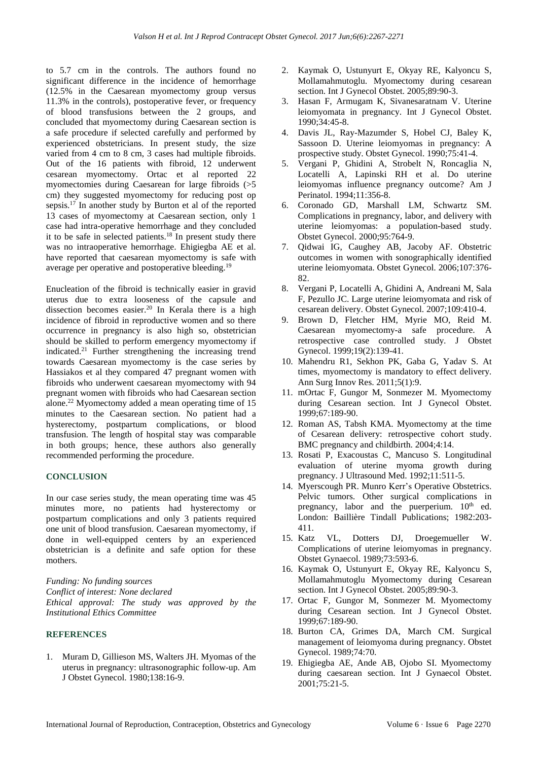to 5.7 cm in the controls. The authors found no significant difference in the incidence of hemorrhage (12.5% in the Caesarean myomectomy group versus 11.3% in the controls), postoperative fever, or frequency of blood transfusions between the 2 groups, and concluded that myomectomy during Caesarean section is a safe procedure if selected carefully and performed by experienced obstetricians. In present study, the size varied from 4 cm to 8 cm, 3 cases had multiple fibroids. Out of the 16 patients with fibroid, 12 underwent cesarean myomectomy. Ortac et al reported 22 myomectomies during Caesarean for large fibroids (>5 cm) they suggested myomectomy for reducing post op sepsis.[17] In another study by Burton et al of the reported 13 cases of myomectomy at Caesarean section, only 1 case had intra-operative hemorrhage and they concluded it to be safe in selected patients.[18] In present study there was no intraoperative hemorrhage. Ehigiegba AE et al. have reported that caesarean myomectomy is safe with average per operative and postoperative bleeding.[19]

Enucleation of the fibroid is technically easier in gravid uterus due to extra looseness of the capsule and dissection becomes easier.[20] In Kerala there is a high incidence of fibroid in reproductive women and so there occurrence in pregnancy is also high so, obstetrician should be skilled to perform emergency myomectomy if indicated.[21] Further strengthening the increasing trend towards Caesarean myomectomy is the case series by Hassiakos et al they compared 47 pregnant women with fibroids who underwent caesarean myomectomy with 94 pregnant women with fibroids who had Caesarean section alone.[22] Myomectomy added a mean operating time of 15 minutes to the Caesarean section. No patient had a hysterectomy, postpartum complications, or blood transfusion. The length of hospital stay was comparable in both groups; hence, these authors also generally recommended performing the procedure.

## CONCLUSION

In our case series study, the mean operating time was 45 minutes more, no patients had hysterectomy or postpartum complications and only 3 patients required one unit of blood transfusion. Caesarean myomectomy, if done in well-equipped centers by an experienced obstetrician is a definite and safe option for these mothers.

*Funding: No funding sources*
*Conflict of interest: None declared*
*Ethical approval: The study was approved by the Institutional Ethics Committee*

## REFERENCES

1. Muram D, Gillieson MS, Walters JH. Myomas of the uterus in pregnancy: ultrasonographic follow-up. Am J Obstet Gynecol. 1980;138:16-9.
2. Kaymak O, Ustunyurt E, Okyay RE, Kalyoncu S, Mollamahmutoglu. Myomectomy during cesarean section. Int J Gynecol Obstet. 2005;89:90-3.
3. Hasan F, Armugam K, Sivanesaratnam V. Uterine leiomyomata in pregnancy. Int J Gynecol Obstet. 1990;34:45-8.
4. Davis JL, Ray-Mazumder S, Hobel CJ, Baley K, Sassoon D. Uterine leiomyomas in pregnancy: A prospective study. Obstet Gynecol. 1990;75:41-4.
5. Vergani P, Ghidini A, Strobelt N, Roncaglia N, Locatelli A, Lapinski RH et al. Do uterine leiomyomas influence pregnancy outcome? Am J Perinatol. 1994;11:356-8.
6. Coronado GD, Marshall LM, Schwartz SM. Complications in pregnancy, labor, and delivery with uterine leiomyomas: a population-based study. Obstet Gynecol. 2000;95:764-9.
7. Qidwai IG, Caughey AB, Jacoby AF. Obstetric outcomes in women with sonographically identified uterine leiomyomata. Obstet Gynecol. 2006;107:376-82.
8. Vergani P, Locatelli A, Ghidini A, Andreani M, Sala F, Pezullo JC. Large uterine leiomyomata and risk of cesarean delivery. Obstet Gynecol. 2007;109:410-4.
9. Brown D, Fletcher HM, Myrie MO, Reid M. Caesarean myomectomy-a safe procedure. A retrospective case controlled study. J Obstet Gynecol. 1999;19(2):139-41.
10. Mahendru R1, Sekhon PK, Gaba G, Yadav S. At times, myomectomy is mandatory to effect delivery. Ann Surg Innov Res. 2011;5(1):9.
11. mOrtac F, Gungor M, Sonmezer M. Myomectomy during Cesarean section. Int J Gynecol Obstet. 1999;67:189-90.
12. Roman AS, Tabsh KMA. Myomectomy at the time of Cesarean delivery: retrospective cohort study. BMC pregnancy and childbirth. 2004;4:14.
13. Rosati P, Exacoustas C, Mancuso S. Longitudinal evaluation of uterine myoma growth during pregnancy. J Ultrasound Med. 1992;11:511-5.
14. Myerscough PR. Munro Kerr's Operative Obstetrics. Pelvic tumors. Other surgical complications in pregnancy, labor and the puerperium. 10th ed. London: Baillière Tindall Publications; 1982:203-411.
15. Katz VL, Dotters DJ, Droegemueller W. Complications of uterine leiomyomas in pregnancy. Obstet Gynaecol. 1989;73:593-6.
16. Kaymak O, Ustunyurt E, Okyay RE, Kalyoncu S, Mollamahmutoglu Myomectomy during Cesarean section. Int J Gynecol Obstet. 2005;89:90-3.
17. Ortac F, Gungor M, Sonmezer M. Myomectomy during Cesarean section. Int J Gynecol Obstet. 1999;67:189-90.
18. Burton CA, Grimes DA, March CM. Surgical management of leiomyoma during pregnancy. Obstet Gynecol. 1989;74:70.
19. Ehigiegba AE, Ande AB, Ojobo SI. Myomectomy during caesarean section. Int J Gynaecol Obstet. 2001;75:21-5.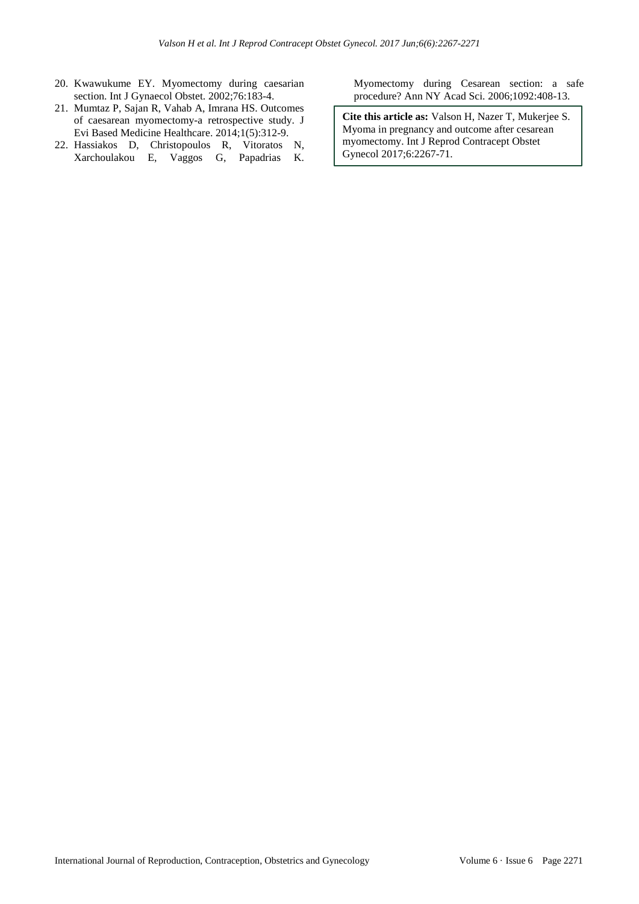20. Kwawukume EY. Myomectomy during caesarian section. Int J Gynaecol Obstet. 2002;76:183-4.
21. Mumtaz P, Sajan R, Vahab A, Imrana HS. Outcomes of caesarean myomectomy-a retrospective study. J Evi Based Medicine Healthcare. 2014;1(5):312-9.
22. Hassiakos D, Christopoulos R, Vitoratos N, Xarchoulakou E, Vaggos G, Papadrias K. Myomectomy during Cesarean section: a safe procedure? Ann NY Acad Sci. 2006;1092:408-13.

**Cite this article as:** Valson H, Nazer T, Mukerjee S. Myoma in pregnancy and outcome after cesarean myomectomy. Int J Reprod Contracept Obstet Gynecol 2017;6:2267-71.